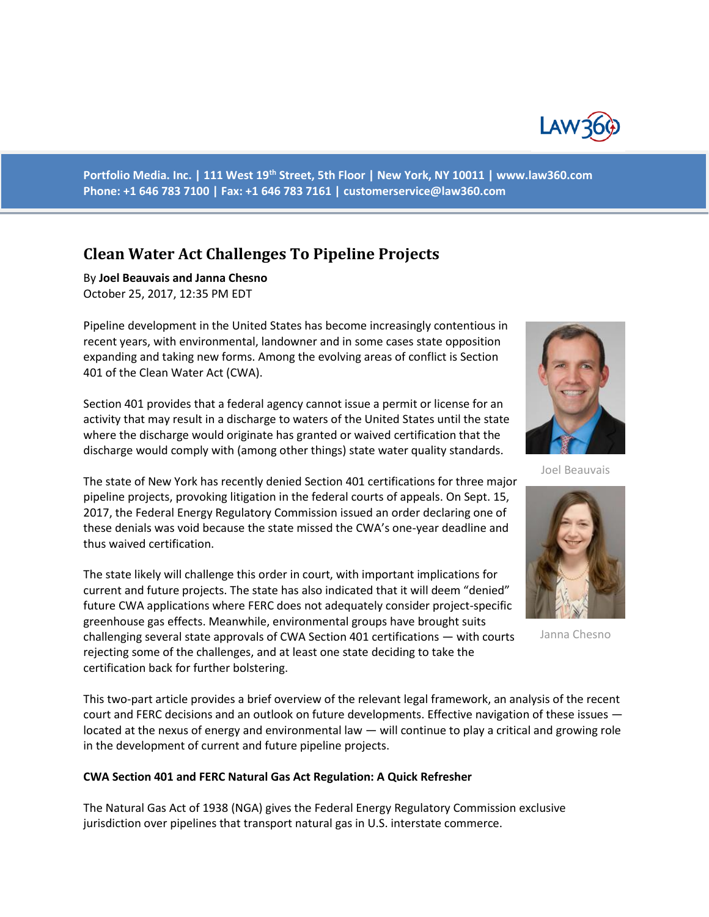Portfolio Media. Inc. | 111 West 19th Street, 5th Floor | New York, NY 10011 | www.law360.com
Phone: +1 646 783 7100 | Fax: +1 646 783 7161 | customerservice@law360.com

# Clean Water Act Challenges To Pipeline Projects

By **Joel Beauvais and Janna Chesno**
October 25, 2017, 12:35 PM EDT

Pipeline development in the United States has become increasingly contentious in recent years, with environmental, landowner and in some cases state opposition expanding and taking new forms. Among the evolving areas of conflict is Section 401 of the Clean Water Act (CWA).

Section 401 provides that a federal agency cannot issue a permit or license for an activity that may result in a discharge to waters of the United States until the state where the discharge would originate has granted or waived certification that the discharge would comply with (among other things) state water quality standards.

Joel Beauvais

Janna Chesno

The state of New York has recently denied Section 401 certifications for three major pipeline projects, provoking litigation in the federal courts of appeals. On Sept. 15, 2017, the Federal Energy Regulatory Commission issued an order declaring one of these denials was void because the state missed the CWA's one-year deadline and thus waived certification.

The state likely will challenge this order in court, with important implications for current and future projects. The state has also indicated that it will deem "denied" future CWA applications where FERC does not adequately consider project-specific greenhouse gas effects. Meanwhile, environmental groups have brought suits challenging several state approvals of CWA Section 401 certifications — with courts rejecting some of the challenges, and at least one state deciding to take the certification back for further bolstering.

This two-part article provides a brief overview of the relevant legal framework, an analysis of the recent court and FERC decisions and an outlook on future developments. Effective navigation of these issues — located at the nexus of energy and environmental law — will continue to play a critical and growing role in the development of current and future pipeline projects.

**CWA Section 401 and FERC Natural Gas Act Regulation: A Quick Refresher**

The Natural Gas Act of 1938 (NGA) gives the Federal Energy Regulatory Commission exclusive jurisdiction over pipelines that transport natural gas in U.S. interstate commerce.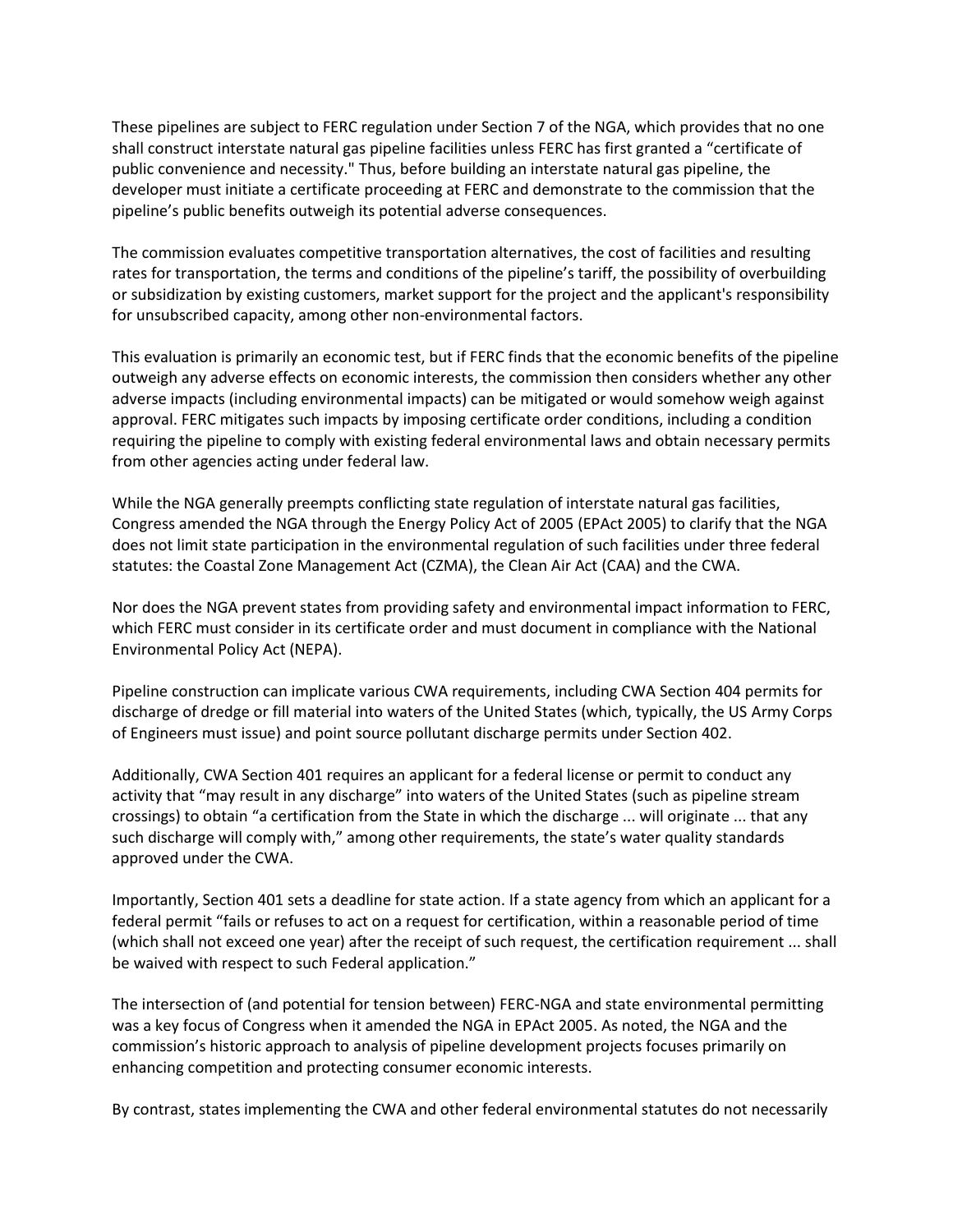These pipelines are subject to FERC regulation under Section 7 of the NGA, which provides that no one shall construct interstate natural gas pipeline facilities unless FERC has first granted a "certificate of public convenience and necessity." Thus, before building an interstate natural gas pipeline, the developer must initiate a certificate proceeding at FERC and demonstrate to the commission that the pipeline's public benefits outweigh its potential adverse consequences.

The commission evaluates competitive transportation alternatives, the cost of facilities and resulting rates for transportation, the terms and conditions of the pipeline's tariff, the possibility of overbuilding or subsidization by existing customers, market support for the project and the applicant's responsibility for unsubscribed capacity, among other non-environmental factors.

This evaluation is primarily an economic test, but if FERC finds that the economic benefits of the pipeline outweigh any adverse effects on economic interests, the commission then considers whether any other adverse impacts (including environmental impacts) can be mitigated or would somehow weigh against approval. FERC mitigates such impacts by imposing certificate order conditions, including a condition requiring the pipeline to comply with existing federal environmental laws and obtain necessary permits from other agencies acting under federal law.

While the NGA generally preempts conflicting state regulation of interstate natural gas facilities, Congress amended the NGA through the Energy Policy Act of 2005 (EPAct 2005) to clarify that the NGA does not limit state participation in the environmental regulation of such facilities under three federal statutes: the Coastal Zone Management Act (CZMA), the Clean Air Act (CAA) and the CWA.

Nor does the NGA prevent states from providing safety and environmental impact information to FERC, which FERC must consider in its certificate order and must document in compliance with the National Environmental Policy Act (NEPA).

Pipeline construction can implicate various CWA requirements, including CWA Section 404 permits for discharge of dredge or fill material into waters of the United States (which, typically, the US Army Corps of Engineers must issue) and point source pollutant discharge permits under Section 402.

Additionally, CWA Section 401 requires an applicant for a federal license or permit to conduct any activity that "may result in any discharge" into waters of the United States (such as pipeline stream crossings) to obtain "a certification from the State in which the discharge ... will originate ... that any such discharge will comply with," among other requirements, the state's water quality standards approved under the CWA.

Importantly, Section 401 sets a deadline for state action. If a state agency from which an applicant for a federal permit "fails or refuses to act on a request for certification, within a reasonable period of time (which shall not exceed one year) after the receipt of such request, the certification requirement ... shall be waived with respect to such Federal application."

The intersection of (and potential for tension between) FERC-NGA and state environmental permitting was a key focus of Congress when it amended the NGA in EPAct 2005. As noted, the NGA and the commission's historic approach to analysis of pipeline development projects focuses primarily on enhancing competition and protecting consumer economic interests.

By contrast, states implementing the CWA and other federal environmental statutes do not necessarily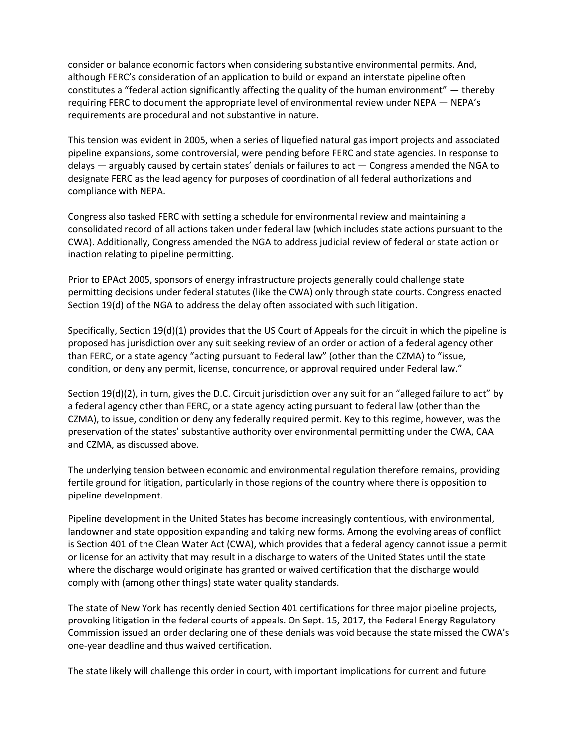consider or balance economic factors when considering substantive environmental permits. And, although FERC's consideration of an application to build or expand an interstate pipeline often constitutes a "federal action significantly affecting the quality of the human environment" — thereby requiring FERC to document the appropriate level of environmental review under NEPA — NEPA's requirements are procedural and not substantive in nature.

This tension was evident in 2005, when a series of liquefied natural gas import projects and associated pipeline expansions, some controversial, were pending before FERC and state agencies. In response to delays — arguably caused by certain states' denials or failures to act — Congress amended the NGA to designate FERC as the lead agency for purposes of coordination of all federal authorizations and compliance with NEPA.

Congress also tasked FERC with setting a schedule for environmental review and maintaining a consolidated record of all actions taken under federal law (which includes state actions pursuant to the CWA). Additionally, Congress amended the NGA to address judicial review of federal or state action or inaction relating to pipeline permitting.

Prior to EPAct 2005, sponsors of energy infrastructure projects generally could challenge state permitting decisions under federal statutes (like the CWA) only through state courts. Congress enacted Section 19(d) of the NGA to address the delay often associated with such litigation.

Specifically, Section 19(d)(1) provides that the US Court of Appeals for the circuit in which the pipeline is proposed has jurisdiction over any suit seeking review of an order or action of a federal agency other than FERC, or a state agency "acting pursuant to Federal law" (other than the CZMA) to "issue, condition, or deny any permit, license, concurrence, or approval required under Federal law."

Section 19(d)(2), in turn, gives the D.C. Circuit jurisdiction over any suit for an "alleged failure to act" by a federal agency other than FERC, or a state agency acting pursuant to federal law (other than the CZMA), to issue, condition or deny any federally required permit. Key to this regime, however, was the preservation of the states' substantive authority over environmental permitting under the CWA, CAA and CZMA, as discussed above.

The underlying tension between economic and environmental regulation therefore remains, providing fertile ground for litigation, particularly in those regions of the country where there is opposition to pipeline development.

Pipeline development in the United States has become increasingly contentious, with environmental, landowner and state opposition expanding and taking new forms. Among the evolving areas of conflict is Section 401 of the Clean Water Act (CWA), which provides that a federal agency cannot issue a permit or license for an activity that may result in a discharge to waters of the United States until the state where the discharge would originate has granted or waived certification that the discharge would comply with (among other things) state water quality standards.

The state of New York has recently denied Section 401 certifications for three major pipeline projects, provoking litigation in the federal courts of appeals. On Sept. 15, 2017, the Federal Energy Regulatory Commission issued an order declaring one of these denials was void because the state missed the CWA's one-year deadline and thus waived certification.

The state likely will challenge this order in court, with important implications for current and future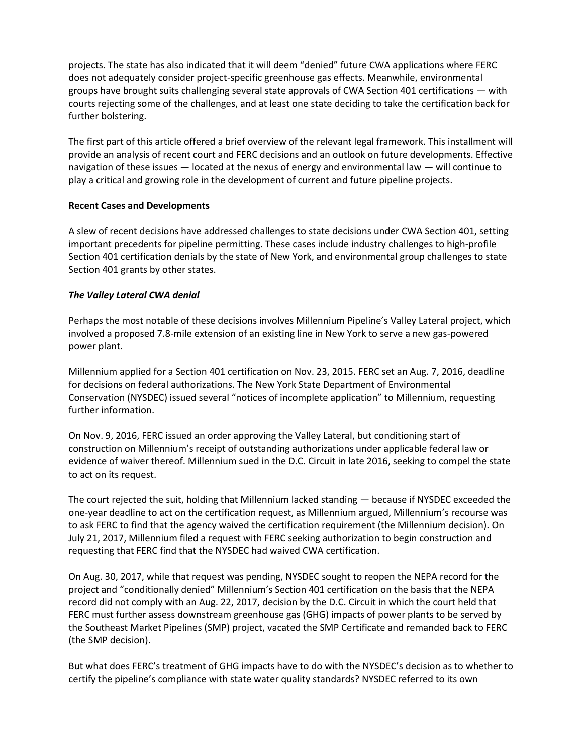projects. The state has also indicated that it will deem "denied" future CWA applications where FERC does not adequately consider project-specific greenhouse gas effects. Meanwhile, environmental groups have brought suits challenging several state approvals of CWA Section 401 certifications — with courts rejecting some of the challenges, and at least one state deciding to take the certification back for further bolstering.

The first part of this article offered a brief overview of the relevant legal framework. This installment will provide an analysis of recent court and FERC decisions and an outlook on future developments. Effective navigation of these issues — located at the nexus of energy and environmental law — will continue to play a critical and growing role in the development of current and future pipeline projects.

**Recent Cases and Developments**

A slew of recent decisions have addressed challenges to state decisions under CWA Section 401, setting important precedents for pipeline permitting. These cases include industry challenges to high-profile Section 401 certification denials by the state of New York, and environmental group challenges to state Section 401 grants by other states.

***The Valley Lateral CWA denial***

Perhaps the most notable of these decisions involves Millennium Pipeline's Valley Lateral project, which involved a proposed 7.8-mile extension of an existing line in New York to serve a new gas-powered power plant.

Millennium applied for a Section 401 certification on Nov. 23, 2015. FERC set an Aug. 7, 2016, deadline for decisions on federal authorizations. The New York State Department of Environmental Conservation (NYSDEC) issued several "notices of incomplete application" to Millennium, requesting further information.

On Nov. 9, 2016, FERC issued an order approving the Valley Lateral, but conditioning start of construction on Millennium's receipt of outstanding authorizations under applicable federal law or evidence of waiver thereof. Millennium sued in the D.C. Circuit in late 2016, seeking to compel the state to act on its request.

The court rejected the suit, holding that Millennium lacked standing — because if NYSDEC exceeded the one-year deadline to act on the certification request, as Millennium argued, Millennium's recourse was to ask FERC to find that the agency waived the certification requirement (the Millennium decision). On July 21, 2017, Millennium filed a request with FERC seeking authorization to begin construction and requesting that FERC find that the NYSDEC had waived CWA certification.

On Aug. 30, 2017, while that request was pending, NYSDEC sought to reopen the NEPA record for the project and "conditionally denied" Millennium's Section 401 certification on the basis that the NEPA record did not comply with an Aug. 22, 2017, decision by the D.C. Circuit in which the court held that FERC must further assess downstream greenhouse gas (GHG) impacts of power plants to be served by the Southeast Market Pipelines (SMP) project, vacated the SMP Certificate and remanded back to FERC (the SMP decision).

But what does FERC's treatment of GHG impacts have to do with the NYSDEC's decision as to whether to certify the pipeline's compliance with state water quality standards? NYSDEC referred to its own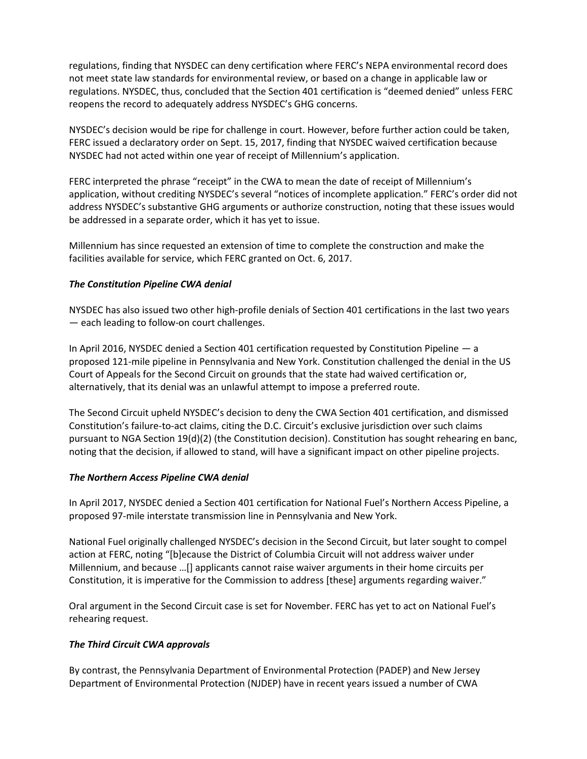regulations, finding that NYSDEC can deny certification where FERC's NEPA environmental record does not meet state law standards for environmental review, or based on a change in applicable law or regulations. NYSDEC, thus, concluded that the Section 401 certification is "deemed denied" unless FERC reopens the record to adequately address NYSDEC's GHG concerns.

NYSDEC's decision would be ripe for challenge in court. However, before further action could be taken, FERC issued a declaratory order on Sept. 15, 2017, finding that NYSDEC waived certification because NYSDEC had not acted within one year of receipt of Millennium's application.

FERC interpreted the phrase "receipt" in the CWA to mean the date of receipt of Millennium's application, without crediting NYSDEC's several "notices of incomplete application." FERC's order did not address NYSDEC's substantive GHG arguments or authorize construction, noting that these issues would be addressed in a separate order, which it has yet to issue.

Millennium has since requested an extension of time to complete the construction and make the facilities available for service, which FERC granted on Oct. 6, 2017.

***The Constitution Pipeline CWA denial***

NYSDEC has also issued two other high-profile denials of Section 401 certifications in the last two years — each leading to follow-on court challenges.

In April 2016, NYSDEC denied a Section 401 certification requested by Constitution Pipeline — a proposed 121-mile pipeline in Pennsylvania and New York. Constitution challenged the denial in the US Court of Appeals for the Second Circuit on grounds that the state had waived certification or, alternatively, that its denial was an unlawful attempt to impose a preferred route.

The Second Circuit upheld NYSDEC's decision to deny the CWA Section 401 certification, and dismissed Constitution's failure-to-act claims, citing the D.C. Circuit's exclusive jurisdiction over such claims pursuant to NGA Section 19(d)(2) (the Constitution decision). Constitution has sought rehearing en banc, noting that the decision, if allowed to stand, will have a significant impact on other pipeline projects.

***The Northern Access Pipeline CWA denial***

In April 2017, NYSDEC denied a Section 401 certification for National Fuel's Northern Access Pipeline, a proposed 97-mile interstate transmission line in Pennsylvania and New York.

National Fuel originally challenged NYSDEC's decision in the Second Circuit, but later sought to compel action at FERC, noting "[b]ecause the District of Columbia Circuit will not address waiver under Millennium, and because …[] applicants cannot raise waiver arguments in their home circuits per Constitution, it is imperative for the Commission to address [these] arguments regarding waiver."

Oral argument in the Second Circuit case is set for November. FERC has yet to act on National Fuel's rehearing request.

***The Third Circuit CWA approvals***

By contrast, the Pennsylvania Department of Environmental Protection (PADEP) and New Jersey Department of Environmental Protection (NJDEP) have in recent years issued a number of CWA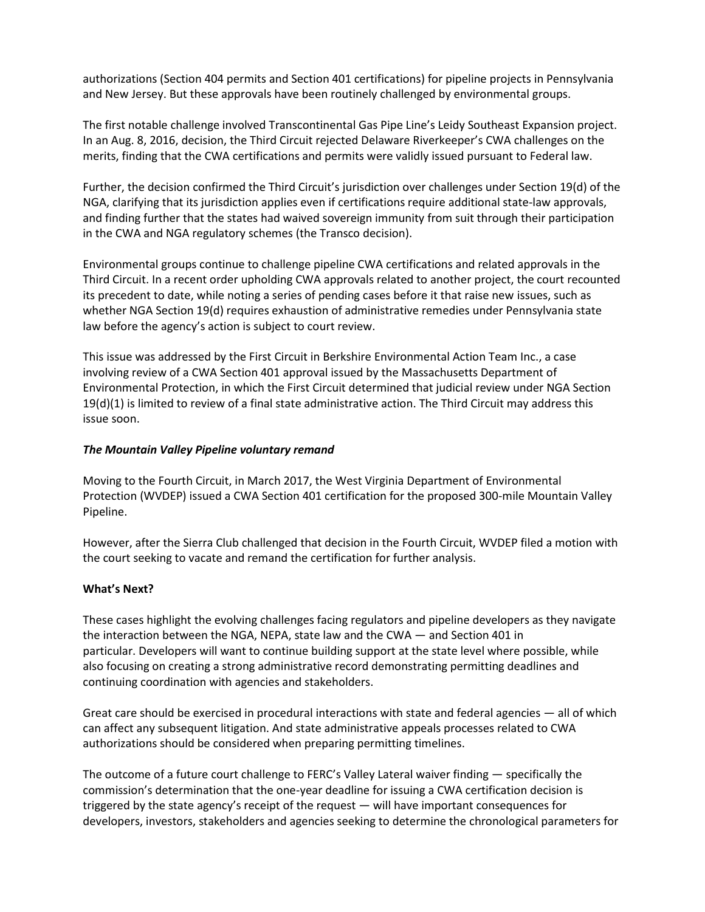authorizations (Section 404 permits and Section 401 certifications) for pipeline projects in Pennsylvania and New Jersey. But these approvals have been routinely challenged by environmental groups.

The first notable challenge involved Transcontinental Gas Pipe Line's Leidy Southeast Expansion project. In an Aug. 8, 2016, decision, the Third Circuit rejected Delaware Riverkeeper's CWA challenges on the merits, finding that the CWA certifications and permits were validly issued pursuant to Federal law.

Further, the decision confirmed the Third Circuit's jurisdiction over challenges under Section 19(d) of the NGA, clarifying that its jurisdiction applies even if certifications require additional state-law approvals, and finding further that the states had waived sovereign immunity from suit through their participation in the CWA and NGA regulatory schemes (the Transco decision).

Environmental groups continue to challenge pipeline CWA certifications and related approvals in the Third Circuit. In a recent order upholding CWA approvals related to another project, the court recounted its precedent to date, while noting a series of pending cases before it that raise new issues, such as whether NGA Section 19(d) requires exhaustion of administrative remedies under Pennsylvania state law before the agency's action is subject to court review.

This issue was addressed by the First Circuit in Berkshire Environmental Action Team Inc., a case involving review of a CWA Section 401 approval issued by the Massachusetts Department of Environmental Protection, in which the First Circuit determined that judicial review under NGA Section 19(d)(1) is limited to review of a final state administrative action. The Third Circuit may address this issue soon.

***The Mountain Valley Pipeline voluntary remand***

Moving to the Fourth Circuit, in March 2017, the West Virginia Department of Environmental Protection (WVDEP) issued a CWA Section 401 certification for the proposed 300-mile Mountain Valley Pipeline.

However, after the Sierra Club challenged that decision in the Fourth Circuit, WVDEP filed a motion with the court seeking to vacate and remand the certification for further analysis.

**What's Next?**

These cases highlight the evolving challenges facing regulators and pipeline developers as they navigate the interaction between the NGA, NEPA, state law and the CWA — and Section 401 in particular. Developers will want to continue building support at the state level where possible, while also focusing on creating a strong administrative record demonstrating permitting deadlines and continuing coordination with agencies and stakeholders.

Great care should be exercised in procedural interactions with state and federal agencies — all of which can affect any subsequent litigation. And state administrative appeals processes related to CWA authorizations should be considered when preparing permitting timelines.

The outcome of a future court challenge to FERC's Valley Lateral waiver finding — specifically the commission's determination that the one-year deadline for issuing a CWA certification decision is triggered by the state agency's receipt of the request — will have important consequences for developers, investors, stakeholders and agencies seeking to determine the chronological parameters for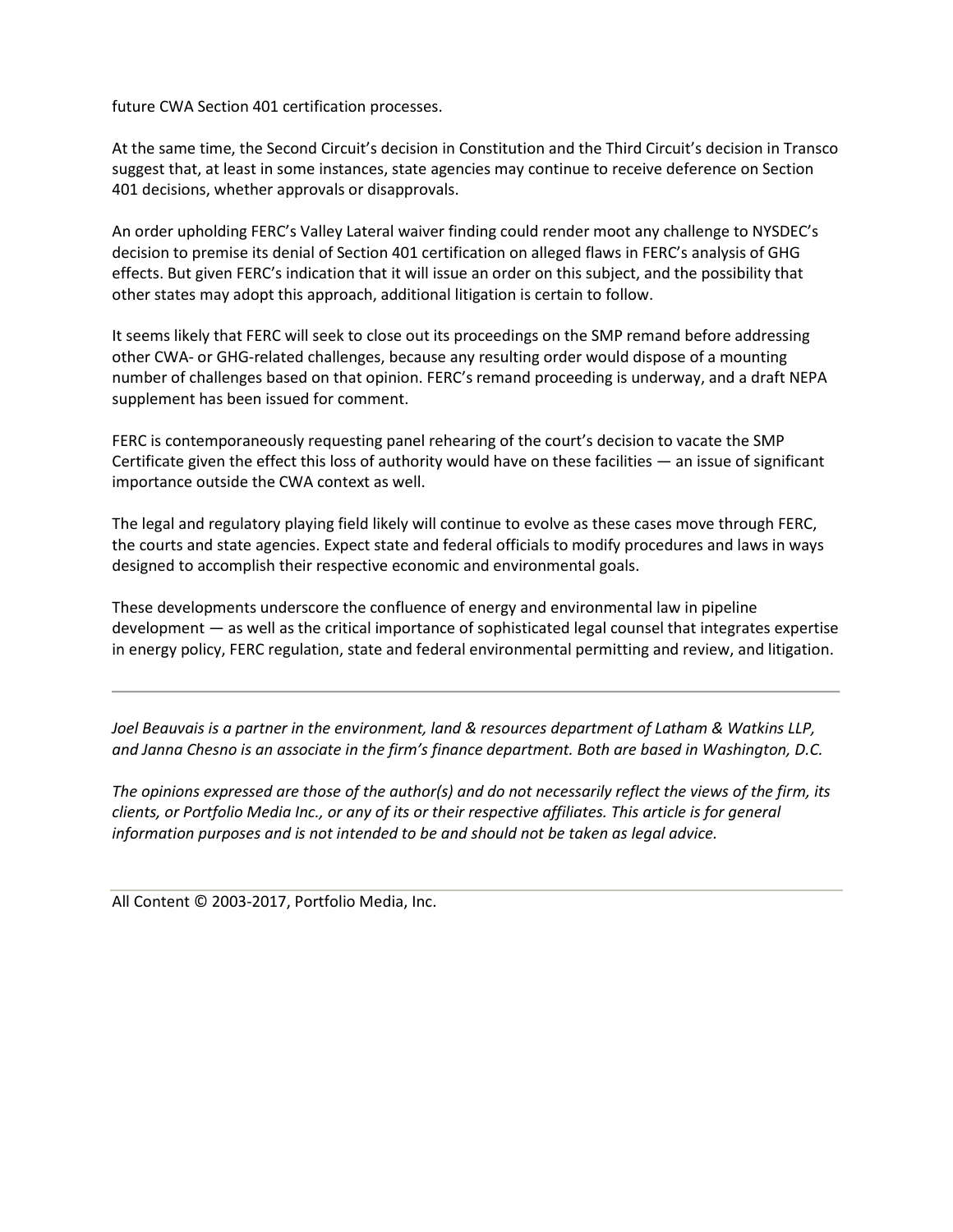future CWA Section 401 certification processes.

At the same time, the Second Circuit's decision in Constitution and the Third Circuit's decision in Transco suggest that, at least in some instances, state agencies may continue to receive deference on Section 401 decisions, whether approvals or disapprovals.

An order upholding FERC's Valley Lateral waiver finding could render moot any challenge to NYSDEC's decision to premise its denial of Section 401 certification on alleged flaws in FERC's analysis of GHG effects. But given FERC's indication that it will issue an order on this subject, and the possibility that other states may adopt this approach, additional litigation is certain to follow.

It seems likely that FERC will seek to close out its proceedings on the SMP remand before addressing other CWA- or GHG-related challenges, because any resulting order would dispose of a mounting number of challenges based on that opinion. FERC's remand proceeding is underway, and a draft NEPA supplement has been issued for comment.

FERC is contemporaneously requesting panel rehearing of the court's decision to vacate the SMP Certificate given the effect this loss of authority would have on these facilities — an issue of significant importance outside the CWA context as well.

The legal and regulatory playing field likely will continue to evolve as these cases move through FERC, the courts and state agencies. Expect state and federal officials to modify procedures and laws in ways designed to accomplish their respective economic and environmental goals.

These developments underscore the confluence of energy and environmental law in pipeline development — as well as the critical importance of sophisticated legal counsel that integrates expertise in energy policy, FERC regulation, state and federal environmental permitting and review, and litigation.

---

*Joel Beauvais is a partner in the environment, land & resources department of Latham & Watkins LLP, and Janna Chesno is an associate in the firm's finance department. Both are based in Washington, D.C.*

*The opinions expressed are those of the author(s) and do not necessarily reflect the views of the firm, its clients, or Portfolio Media Inc., or any of its or their respective affiliates. This article is for general information purposes and is not intended to be and should not be taken as legal advice.*

---

All Content © 2003-2017, Portfolio Media, Inc.